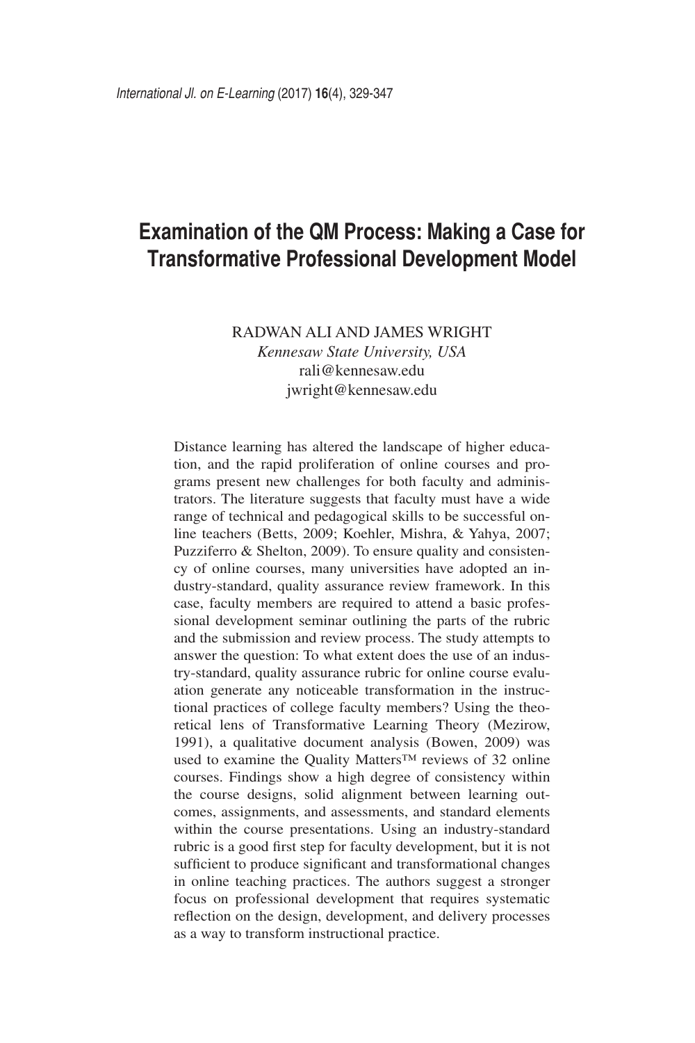# Examination of the QM Process: Making a Case for Transformative Professional Development Model

RADWAN ALI AND JAMES WRIGHT
*Kennesaw State University, USA*
rali@kennesaw.edu
jwright@kennesaw.edu

Distance learning has altered the landscape of higher education, and the rapid proliferation of online courses and programs present new challenges for both faculty and administrators. The literature suggests that faculty must have a wide range of technical and pedagogical skills to be successful online teachers (Betts, 2009; Koehler, Mishra, & Yahya, 2007; Puzziferro & Shelton, 2009). To ensure quality and consistency of online courses, many universities have adopted an industry-standard, quality assurance review framework. In this case, faculty members are required to attend a basic professional development seminar outlining the parts of the rubric and the submission and review process. The study attempts to answer the question: To what extent does the use of an industry-standard, quality assurance rubric for online course evaluation generate any noticeable transformation in the instructional practices of college faculty members? Using the theoretical lens of Transformative Learning Theory (Mezirow, 1991), a qualitative document analysis (Bowen, 2009) was used to examine the Quality Matters™ reviews of 32 online courses. Findings show a high degree of consistency within the course designs, solid alignment between learning outcomes, assignments, and assessments, and standard elements within the course presentations. Using an industry-standard rubric is a good first step for faculty development, but it is not sufficient to produce significant and transformational changes in online teaching practices. The authors suggest a stronger focus on professional development that requires systematic reflection on the design, development, and delivery processes as a way to transform instructional practice.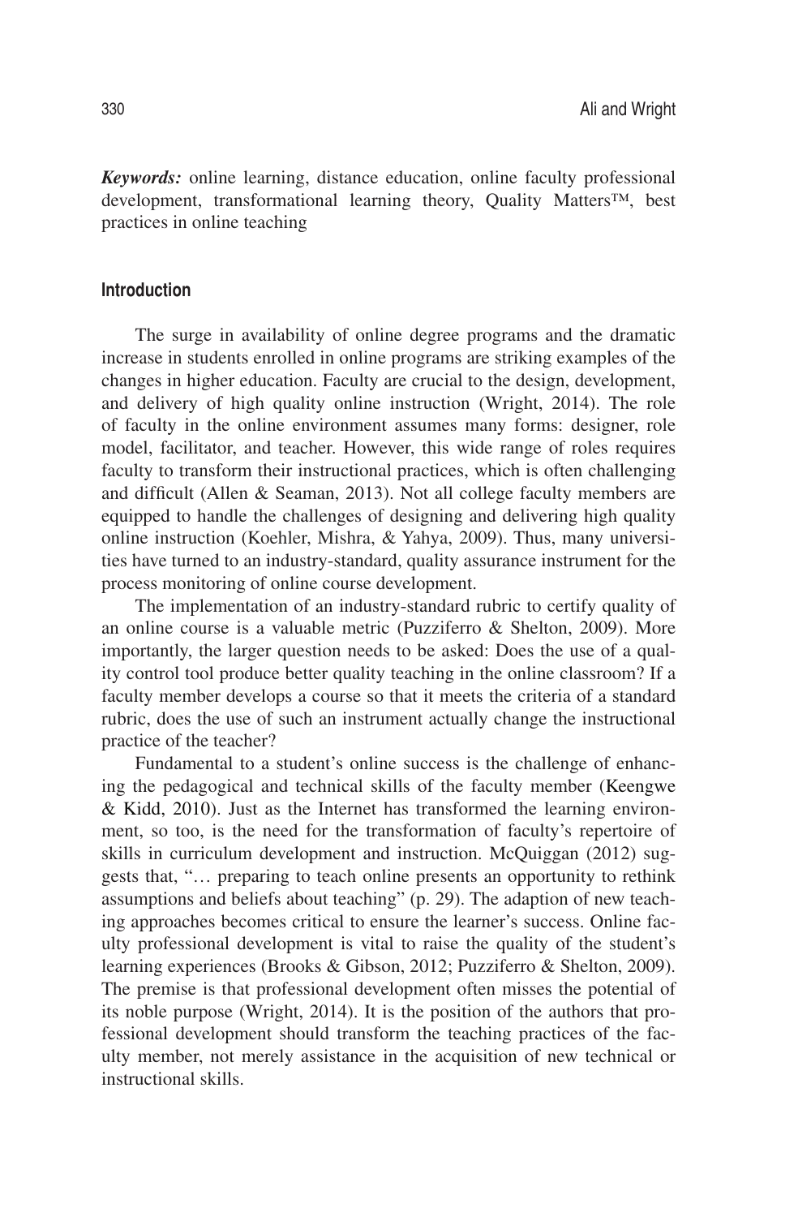***Keywords:*** online learning, distance education, online faculty professional development, transformational learning theory, Quality Matters™, best practices in online teaching

## Introduction

The surge in availability of online degree programs and the dramatic increase in students enrolled in online programs are striking examples of the changes in higher education. Faculty are crucial to the design, development, and delivery of high quality online instruction (Wright, 2014). The role of faculty in the online environment assumes many forms: designer, role model, facilitator, and teacher. However, this wide range of roles requires faculty to transform their instructional practices, which is often challenging and difficult (Allen & Seaman, 2013). Not all college faculty members are equipped to handle the challenges of designing and delivering high quality online instruction (Koehler, Mishra, & Yahya, 2009). Thus, many universities have turned to an industry-standard, quality assurance instrument for the process monitoring of online course development.

The implementation of an industry-standard rubric to certify quality of an online course is a valuable metric (Puzziferro & Shelton, 2009). More importantly, the larger question needs to be asked: Does the use of a quality control tool produce better quality teaching in the online classroom? If a faculty member develops a course so that it meets the criteria of a standard rubric, does the use of such an instrument actually change the instructional practice of the teacher?

Fundamental to a student's online success is the challenge of enhancing the pedagogical and technical skills of the faculty member (Keengwe & Kidd, 2010). Just as the Internet has transformed the learning environment, so too, is the need for the transformation of faculty's repertoire of skills in curriculum development and instruction. McQuiggan (2012) suggests that, "… preparing to teach online presents an opportunity to rethink assumptions and beliefs about teaching" (p. 29). The adaption of new teaching approaches becomes critical to ensure the learner's success. Online faculty professional development is vital to raise the quality of the student's learning experiences (Brooks & Gibson, 2012; Puzziferro & Shelton, 2009). The premise is that professional development often misses the potential of its noble purpose (Wright, 2014). It is the position of the authors that professional development should transform the teaching practices of the faculty member, not merely assistance in the acquisition of new technical or instructional skills.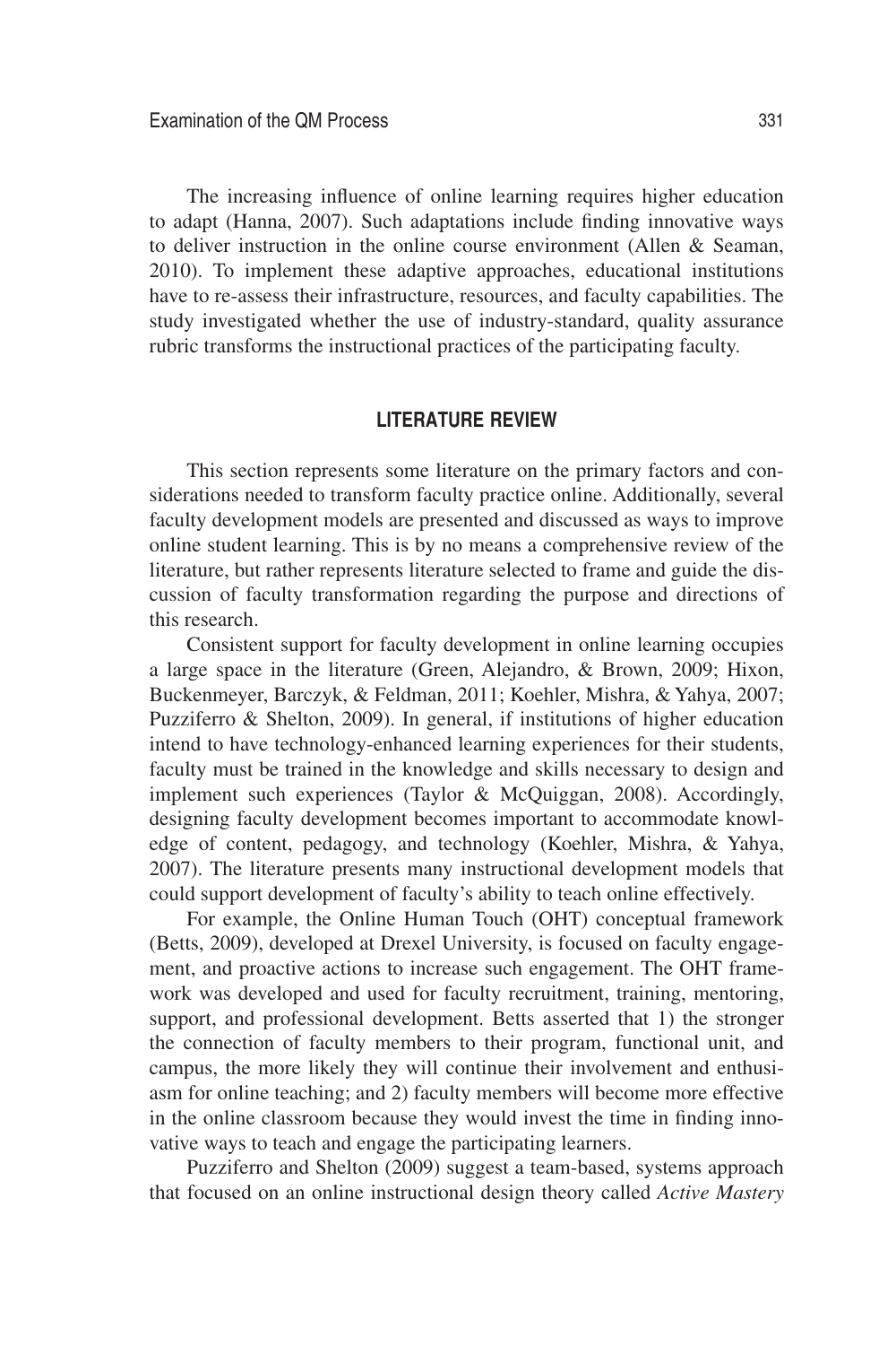The increasing influence of online learning requires higher education to adapt (Hanna, 2007). Such adaptations include finding innovative ways to deliver instruction in the online course environment (Allen & Seaman, 2010). To implement these adaptive approaches, educational institutions have to re-assess their infrastructure, resources, and faculty capabilities. The study investigated whether the use of industry-standard, quality assurance rubric transforms the instructional practices of the participating faculty.

## LITERATURE REVIEW

This section represents some literature on the primary factors and considerations needed to transform faculty practice online. Additionally, several faculty development models are presented and discussed as ways to improve online student learning. This is by no means a comprehensive review of the literature, but rather represents literature selected to frame and guide the discussion of faculty transformation regarding the purpose and directions of this research.

Consistent support for faculty development in online learning occupies a large space in the literature (Green, Alejandro, & Brown, 2009; Hixon, Buckenmeyer, Barczyk, & Feldman, 2011; Koehler, Mishra, & Yahya, 2007; Puzziferro & Shelton, 2009). In general, if institutions of higher education intend to have technology-enhanced learning experiences for their students, faculty must be trained in the knowledge and skills necessary to design and implement such experiences (Taylor & McQuiggan, 2008). Accordingly, designing faculty development becomes important to accommodate knowledge of content, pedagogy, and technology (Koehler, Mishra, & Yahya, 2007). The literature presents many instructional development models that could support development of faculty's ability to teach online effectively.

For example, the Online Human Touch (OHT) conceptual framework (Betts, 2009), developed at Drexel University, is focused on faculty engagement, and proactive actions to increase such engagement. The OHT framework was developed and used for faculty recruitment, training, mentoring, support, and professional development. Betts asserted that 1) the stronger the connection of faculty members to their program, functional unit, and campus, the more likely they will continue their involvement and enthusiasm for online teaching; and 2) faculty members will become more effective in the online classroom because they would invest the time in finding innovative ways to teach and engage the participating learners.

Puzziferro and Shelton (2009) suggest a team-based, systems approach that focused on an online instructional design theory called *Active Mastery*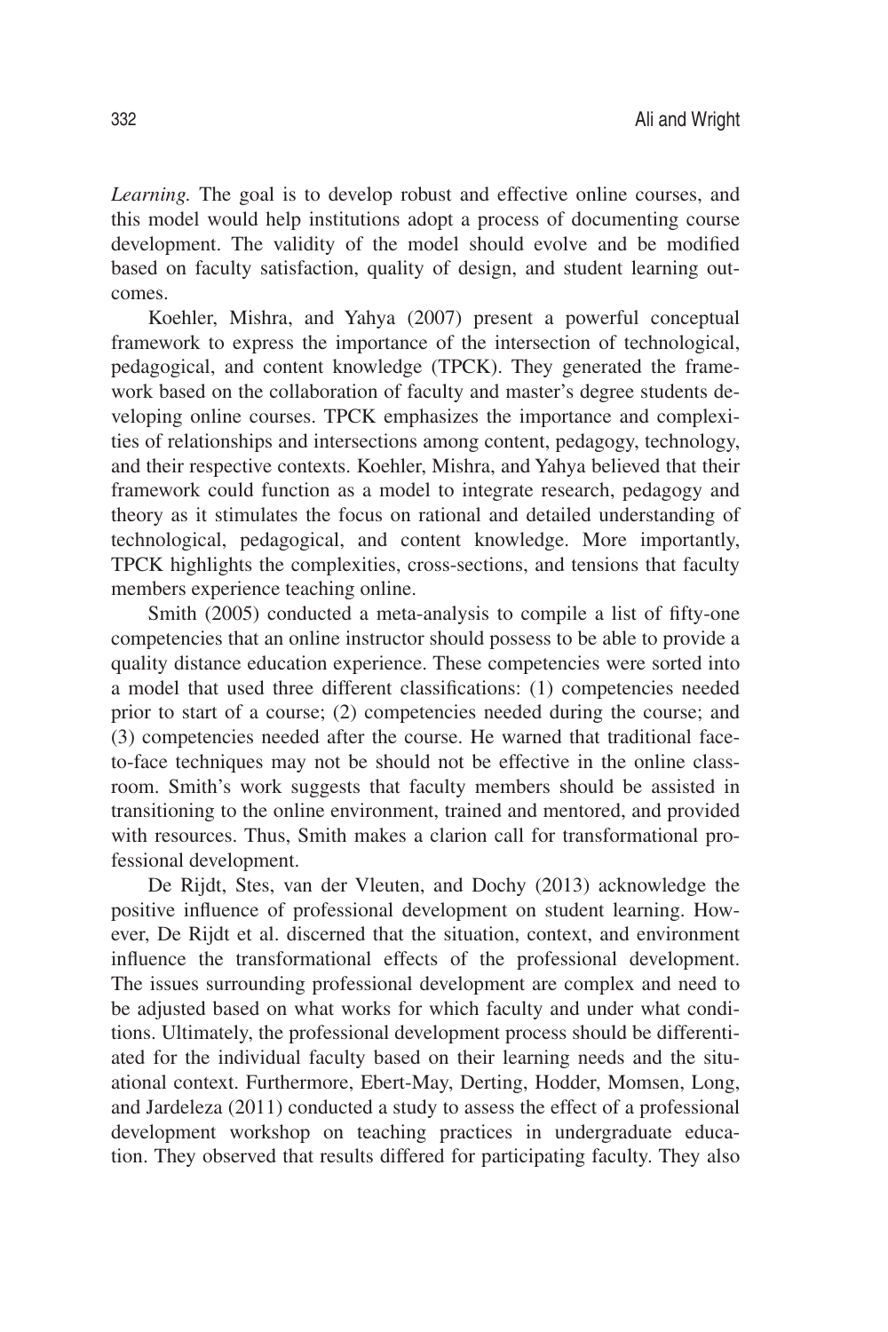*Learning.* The goal is to develop robust and effective online courses, and this model would help institutions adopt a process of documenting course development. The validity of the model should evolve and be modified based on faculty satisfaction, quality of design, and student learning outcomes.

Koehler, Mishra, and Yahya (2007) present a powerful conceptual framework to express the importance of the intersection of technological, pedagogical, and content knowledge (TPCK). They generated the framework based on the collaboration of faculty and master's degree students developing online courses. TPCK emphasizes the importance and complexities of relationships and intersections among content, pedagogy, technology, and their respective contexts. Koehler, Mishra, and Yahya believed that their framework could function as a model to integrate research, pedagogy and theory as it stimulates the focus on rational and detailed understanding of technological, pedagogical, and content knowledge. More importantly, TPCK highlights the complexities, cross-sections, and tensions that faculty members experience teaching online.

Smith (2005) conducted a meta-analysis to compile a list of fifty-one competencies that an online instructor should possess to be able to provide a quality distance education experience. These competencies were sorted into a model that used three different classifications: (1) competencies needed prior to start of a course; (2) competencies needed during the course; and (3) competencies needed after the course. He warned that traditional face-to-face techniques may not be should not be effective in the online classroom. Smith's work suggests that faculty members should be assisted in transitioning to the online environment, trained and mentored, and provided with resources. Thus, Smith makes a clarion call for transformational professional development.

De Rijdt, Stes, van der Vleuten, and Dochy (2013) acknowledge the positive influence of professional development on student learning. However, De Rijdt et al. discerned that the situation, context, and environment influence the transformational effects of the professional development. The issues surrounding professional development are complex and need to be adjusted based on what works for which faculty and under what conditions. Ultimately, the professional development process should be differentiated for the individual faculty based on their learning needs and the situational context. Furthermore, Ebert-May, Derting, Hodder, Momsen, Long, and Jardeleza (2011) conducted a study to assess the effect of a professional development workshop on teaching practices in undergraduate education. They observed that results differed for participating faculty. They also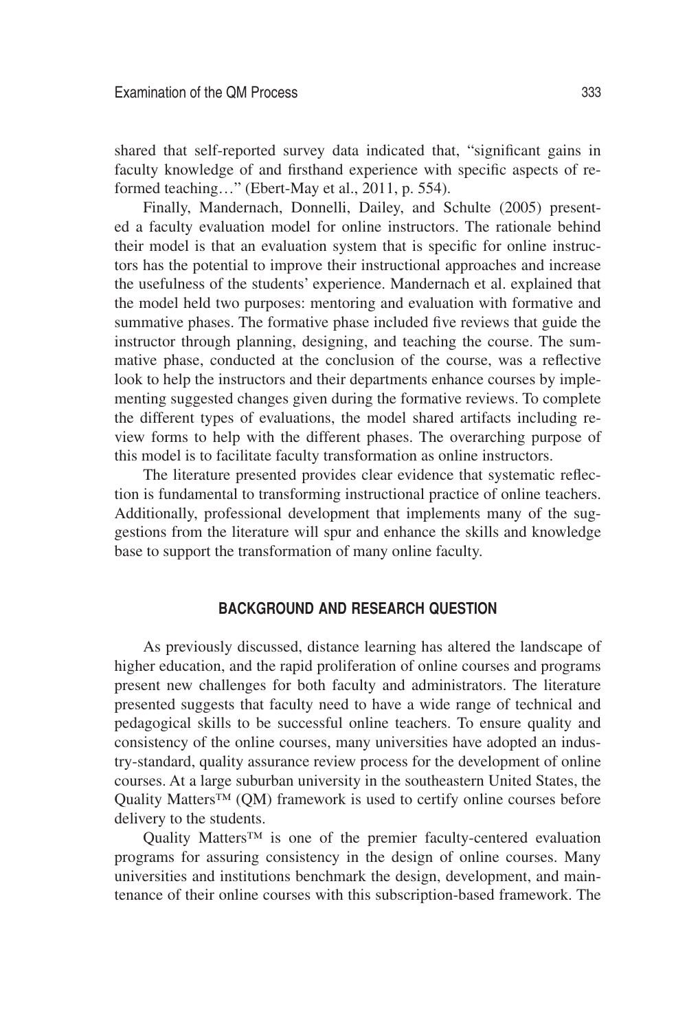shared that self-reported survey data indicated that, "significant gains in faculty knowledge of and firsthand experience with specific aspects of reformed teaching…" (Ebert-May et al., 2011, p. 554).

Finally, Mandernach, Donnelli, Dailey, and Schulte (2005) presented a faculty evaluation model for online instructors. The rationale behind their model is that an evaluation system that is specific for online instructors has the potential to improve their instructional approaches and increase the usefulness of the students' experience. Mandernach et al. explained that the model held two purposes: mentoring and evaluation with formative and summative phases. The formative phase included five reviews that guide the instructor through planning, designing, and teaching the course. The summative phase, conducted at the conclusion of the course, was a reflective look to help the instructors and their departments enhance courses by implementing suggested changes given during the formative reviews. To complete the different types of evaluations, the model shared artifacts including review forms to help with the different phases. The overarching purpose of this model is to facilitate faculty transformation as online instructors.

The literature presented provides clear evidence that systematic reflection is fundamental to transforming instructional practice of online teachers. Additionally, professional development that implements many of the suggestions from the literature will spur and enhance the skills and knowledge base to support the transformation of many online faculty.

## BACKGROUND AND RESEARCH QUESTION

As previously discussed, distance learning has altered the landscape of higher education, and the rapid proliferation of online courses and programs present new challenges for both faculty and administrators. The literature presented suggests that faculty need to have a wide range of technical and pedagogical skills to be successful online teachers. To ensure quality and consistency of the online courses, many universities have adopted an industry-standard, quality assurance review process for the development of online courses. At a large suburban university in the southeastern United States, the Quality Matters™ (QM) framework is used to certify online courses before delivery to the students.

Quality Matters™ is one of the premier faculty-centered evaluation programs for assuring consistency in the design of online courses. Many universities and institutions benchmark the design, development, and maintenance of their online courses with this subscription-based framework. The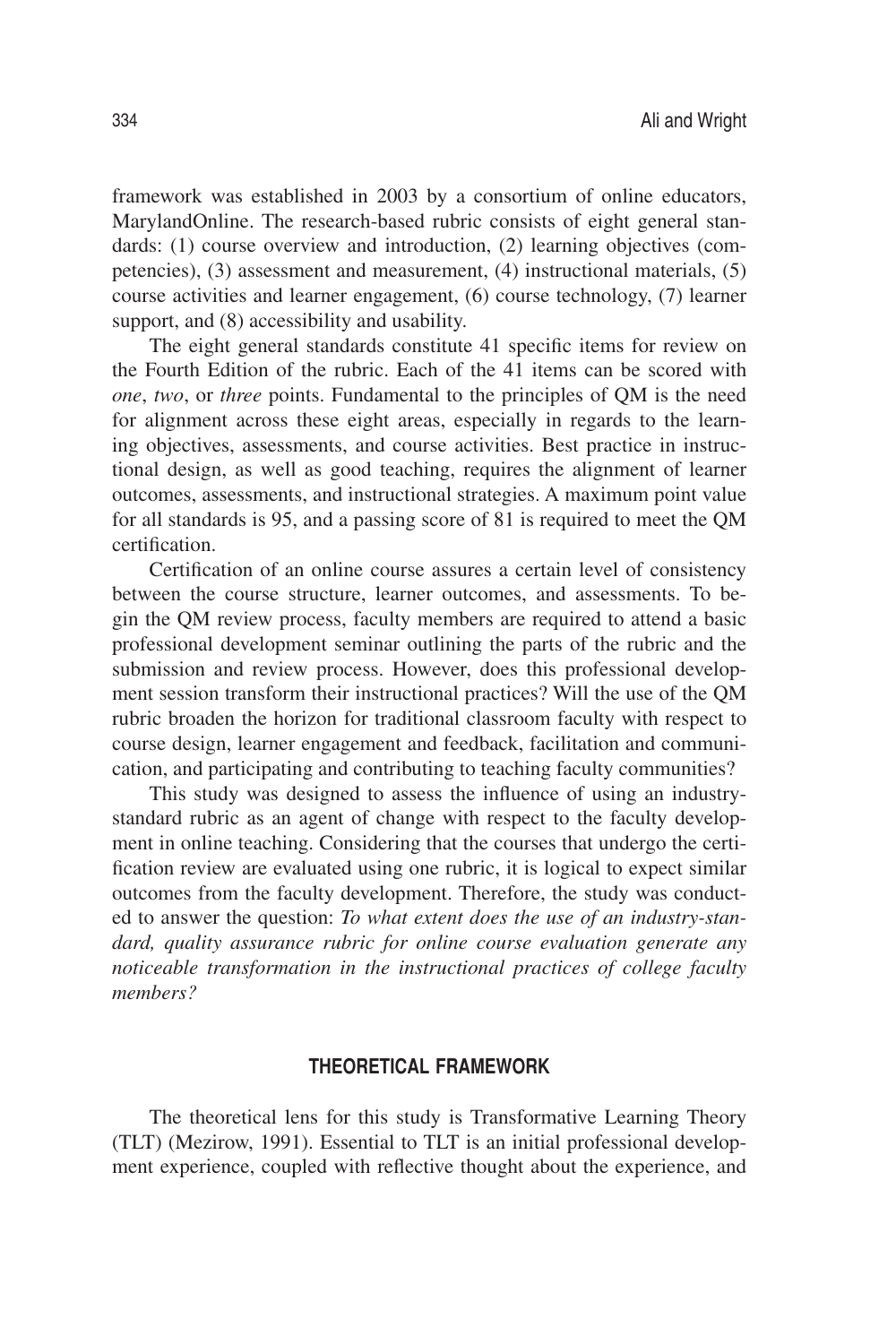framework was established in 2003 by a consortium of online educators, MarylandOnline. The research-based rubric consists of eight general standards: (1) course overview and introduction, (2) learning objectives (competencies), (3) assessment and measurement, (4) instructional materials, (5) course activities and learner engagement, (6) course technology, (7) learner support, and (8) accessibility and usability.

The eight general standards constitute 41 specific items for review on the Fourth Edition of the rubric. Each of the 41 items can be scored with *one*, *two*, or *three* points. Fundamental to the principles of QM is the need for alignment across these eight areas, especially in regards to the learning objectives, assessments, and course activities. Best practice in instructional design, as well as good teaching, requires the alignment of learner outcomes, assessments, and instructional strategies. A maximum point value for all standards is 95, and a passing score of 81 is required to meet the QM certification.

Certification of an online course assures a certain level of consistency between the course structure, learner outcomes, and assessments. To begin the QM review process, faculty members are required to attend a basic professional development seminar outlining the parts of the rubric and the submission and review process. However, does this professional development session transform their instructional practices? Will the use of the QM rubric broaden the horizon for traditional classroom faculty with respect to course design, learner engagement and feedback, facilitation and communication, and participating and contributing to teaching faculty communities?

This study was designed to assess the influence of using an industry-standard rubric as an agent of change with respect to the faculty development in online teaching. Considering that the courses that undergo the certification review are evaluated using one rubric, it is logical to expect similar outcomes from the faculty development. Therefore, the study was conducted to answer the question: *To what extent does the use of an industry-standard, quality assurance rubric for online course evaluation generate any noticeable transformation in the instructional practices of college faculty members?*

## THEORETICAL FRAMEWORK

The theoretical lens for this study is Transformative Learning Theory (TLT) (Mezirow, 1991). Essential to TLT is an initial professional development experience, coupled with reflective thought about the experience, and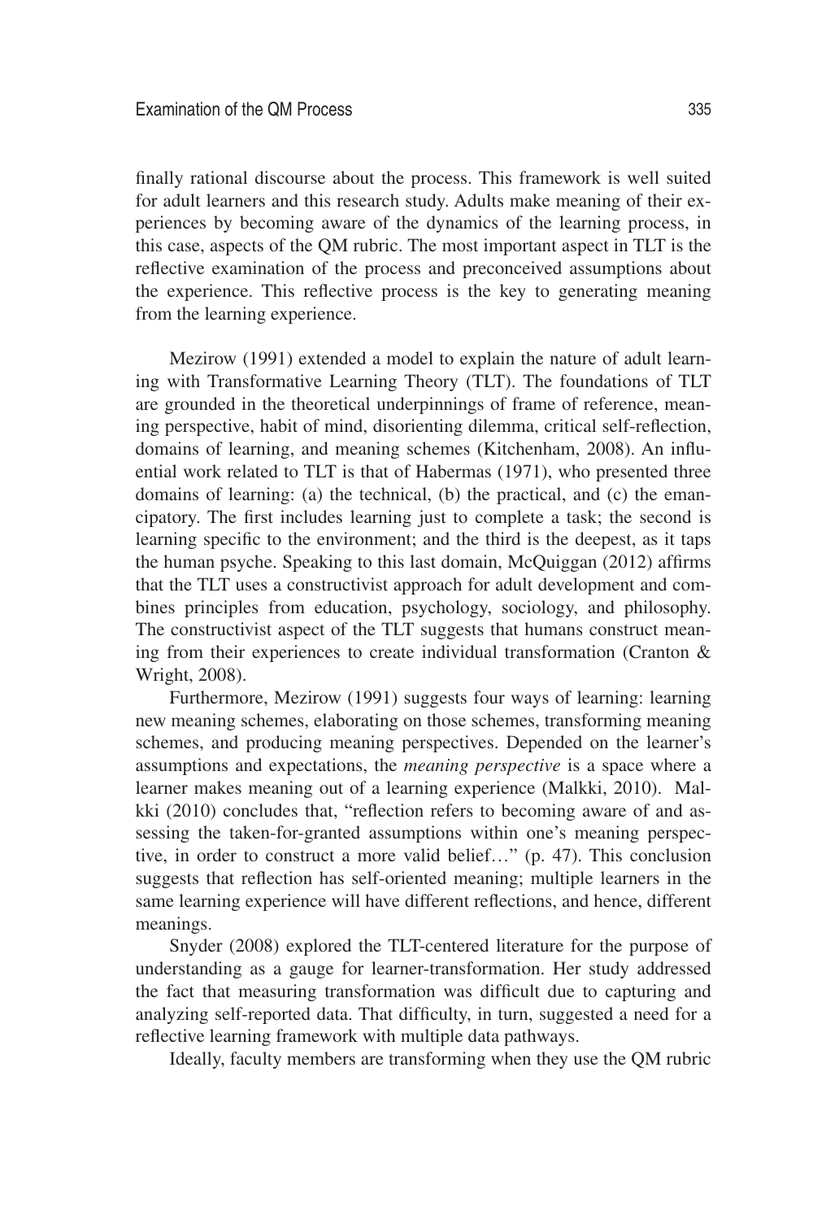finally rational discourse about the process. This framework is well suited for adult learners and this research study. Adults make meaning of their experiences by becoming aware of the dynamics of the learning process, in this case, aspects of the QM rubric. The most important aspect in TLT is the reflective examination of the process and preconceived assumptions about the experience. This reflective process is the key to generating meaning from the learning experience.

Mezirow (1991) extended a model to explain the nature of adult learning with Transformative Learning Theory (TLT). The foundations of TLT are grounded in the theoretical underpinnings of frame of reference, meaning perspective, habit of mind, disorienting dilemma, critical self-reflection, domains of learning, and meaning schemes (Kitchenham, 2008). An influential work related to TLT is that of Habermas (1971), who presented three domains of learning: (a) the technical, (b) the practical, and (c) the emancipatory. The first includes learning just to complete a task; the second is learning specific to the environment; and the third is the deepest, as it taps the human psyche. Speaking to this last domain, McQuiggan (2012) affirms that the TLT uses a constructivist approach for adult development and combines principles from education, psychology, sociology, and philosophy. The constructivist aspect of the TLT suggests that humans construct meaning from their experiences to create individual transformation (Cranton & Wright, 2008).

Furthermore, Mezirow (1991) suggests four ways of learning: learning new meaning schemes, elaborating on those schemes, transforming meaning schemes, and producing meaning perspectives. Depended on the learner's assumptions and expectations, the *meaning perspective* is a space where a learner makes meaning out of a learning experience (Malkki, 2010). Malkki (2010) concludes that, "reflection refers to becoming aware of and assessing the taken-for-granted assumptions within one's meaning perspective, in order to construct a more valid belief…" (p. 47). This conclusion suggests that reflection has self-oriented meaning; multiple learners in the same learning experience will have different reflections, and hence, different meanings.

Snyder (2008) explored the TLT-centered literature for the purpose of understanding as a gauge for learner-transformation. Her study addressed the fact that measuring transformation was difficult due to capturing and analyzing self-reported data. That difficulty, in turn, suggested a need for a reflective learning framework with multiple data pathways.

Ideally, faculty members are transforming when they use the QM rubric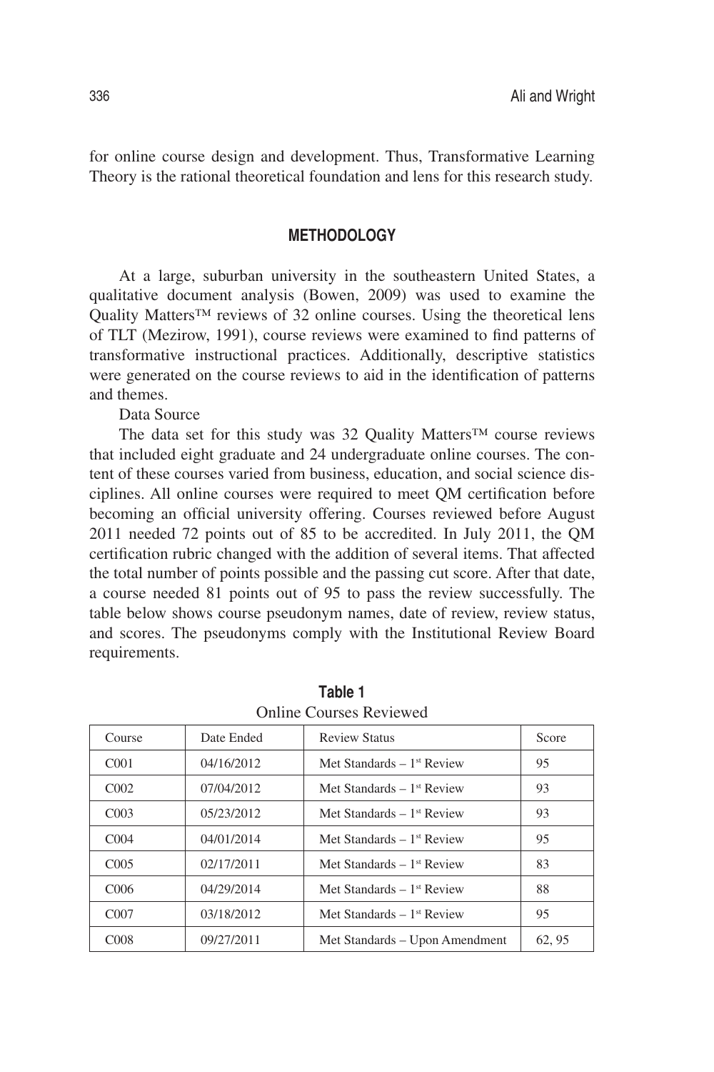for online course design and development. Thus, Transformative Learning Theory is the rational theoretical foundation and lens for this research study.

## METHODOLOGY

At a large, suburban university in the southeastern United States, a qualitative document analysis (Bowen, 2009) was used to examine the Quality Matters™ reviews of 32 online courses. Using the theoretical lens of TLT (Mezirow, 1991), course reviews were examined to find patterns of transformative instructional practices. Additionally, descriptive statistics were generated on the course reviews to aid in the identification of patterns and themes.

Data Source

The data set for this study was 32 Quality Matters™ course reviews that included eight graduate and 24 undergraduate online courses. The content of these courses varied from business, education, and social science disciplines. All online courses were required to meet QM certification before becoming an official university offering. Courses reviewed before August 2011 needed 72 points out of 85 to be accredited. In July 2011, the QM certification rubric changed with the addition of several items. That affected the total number of points possible and the passing cut score. After that date, a course needed 81 points out of 95 to pass the review successfully. The table below shows course pseudonym names, date of review, review status, and scores. The pseudonyms comply with the Institutional Review Board requirements.

**Table 1**
Online Courses Reviewed

| Course | Date Ended | Review Status | Score |
|---|---|---|---|
| C001 | 04/16/2012 | Met Standards – 1st Review | 95 |
| C002 | 07/04/2012 | Met Standards – 1st Review | 93 |
| C003 | 05/23/2012 | Met Standards – 1st Review | 93 |
| C004 | 04/01/2014 | Met Standards – 1st Review | 95 |
| C005 | 02/17/2011 | Met Standards – 1st Review | 83 |
| C006 | 04/29/2014 | Met Standards – 1st Review | 88 |
| C007 | 03/18/2012 | Met Standards – 1st Review | 95 |
| C008 | 09/27/2011 | Met Standards – Upon Amendment | 62, 95 |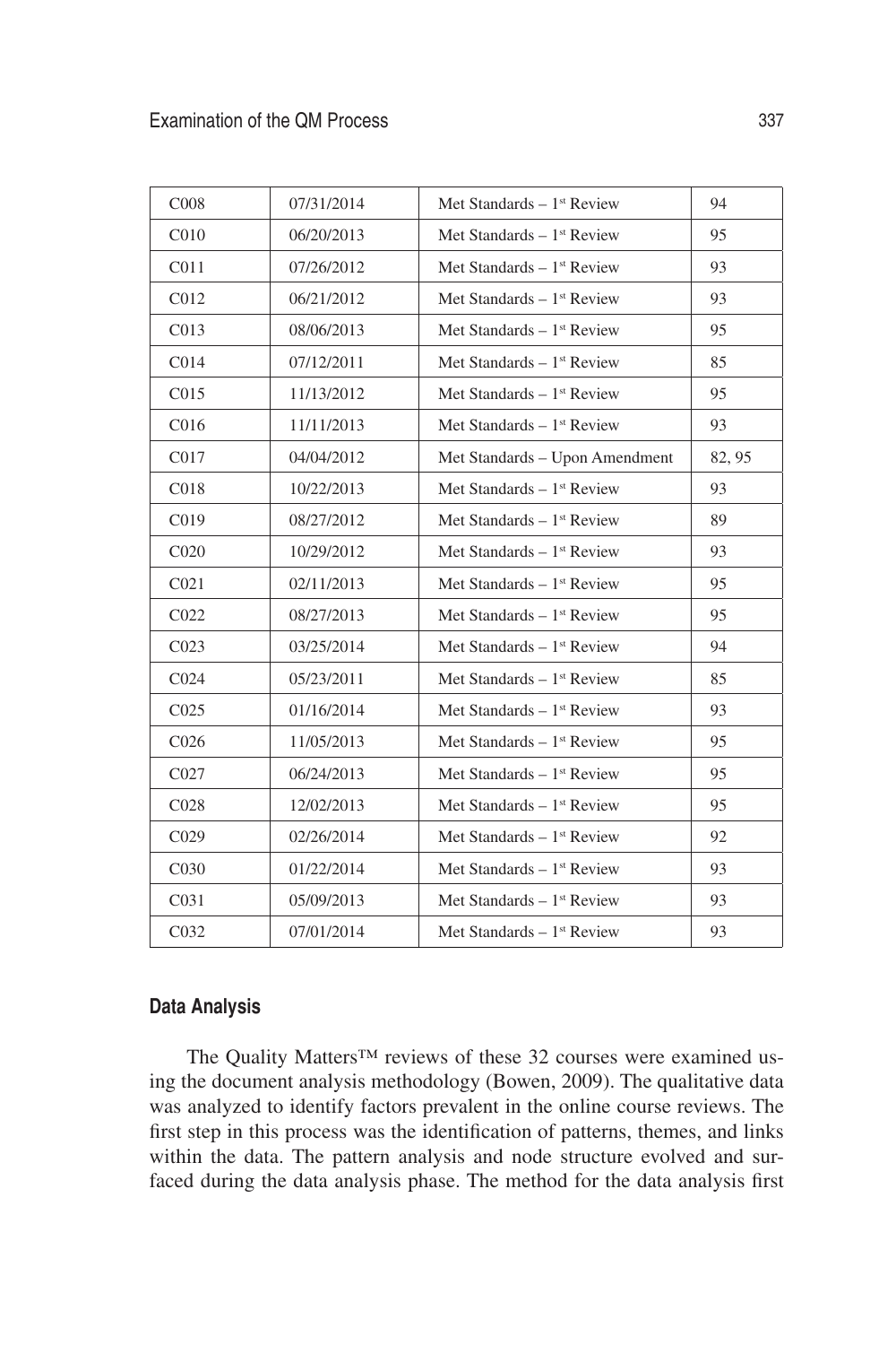| C008 | 07/31/2014 | Met Standards – 1st Review | 94 |
|---|---|---|---|
| C010 | 06/20/2013 | Met Standards – 1st Review | 95 |
| C011 | 07/26/2012 | Met Standards – 1st Review | 93 |
| C012 | 06/21/2012 | Met Standards – 1st Review | 93 |
| C013 | 08/06/2013 | Met Standards – 1st Review | 95 |
| C014 | 07/12/2011 | Met Standards – 1st Review | 85 |
| C015 | 11/13/2012 | Met Standards – 1st Review | 95 |
| C016 | 11/11/2013 | Met Standards – 1st Review | 93 |
| C017 | 04/04/2012 | Met Standards – Upon Amendment | 82, 95 |
| C018 | 10/22/2013 | Met Standards – 1st Review | 93 |
| C019 | 08/27/2012 | Met Standards – 1st Review | 89 |
| C020 | 10/29/2012 | Met Standards – 1st Review | 93 |
| C021 | 02/11/2013 | Met Standards – 1st Review | 95 |
| C022 | 08/27/2013 | Met Standards – 1st Review | 95 |
| C023 | 03/25/2014 | Met Standards – 1st Review | 94 |
| C024 | 05/23/2011 | Met Standards – 1st Review | 85 |
| C025 | 01/16/2014 | Met Standards – 1st Review | 93 |
| C026 | 11/05/2013 | Met Standards – 1st Review | 95 |
| C027 | 06/24/2013 | Met Standards – 1st Review | 95 |
| C028 | 12/02/2013 | Met Standards – 1st Review | 95 |
| C029 | 02/26/2014 | Met Standards – 1st Review | 92 |
| C030 | 01/22/2014 | Met Standards – 1st Review | 93 |
| C031 | 05/09/2013 | Met Standards – 1st Review | 93 |
| C032 | 07/01/2014 | Met Standards – 1st Review | 93 |

### Data Analysis

The Quality Matters™ reviews of these 32 courses were examined using the document analysis methodology (Bowen, 2009). The qualitative data was analyzed to identify factors prevalent in the online course reviews. The first step in this process was the identification of patterns, themes, and links within the data. The pattern analysis and node structure evolved and surfaced during the data analysis phase. The method for the data analysis first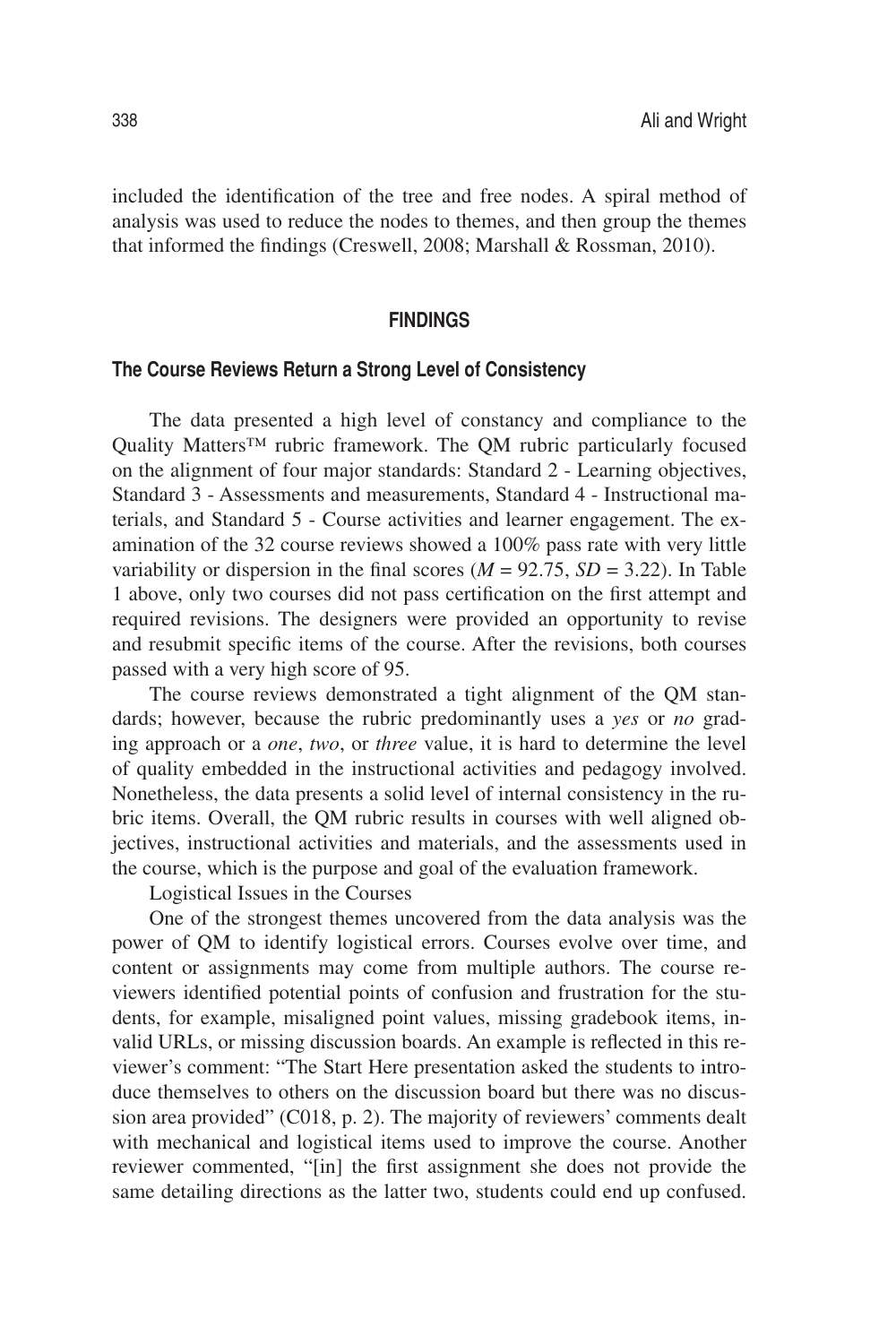included the identification of the tree and free nodes. A spiral method of analysis was used to reduce the nodes to themes, and then group the themes that informed the findings (Creswell, 2008; Marshall & Rossman, 2010).

## FINDINGS

### The Course Reviews Return a Strong Level of Consistency

The data presented a high level of constancy and compliance to the Quality Matters™ rubric framework. The QM rubric particularly focused on the alignment of four major standards: Standard 2 - Learning objectives, Standard 3 - Assessments and measurements, Standard 4 - Instructional materials, and Standard 5 - Course activities and learner engagement. The examination of the 32 course reviews showed a 100% pass rate with very little variability or dispersion in the final scores ($M = 92.75$, $SD = 3.22$). In Table 1 above, only two courses did not pass certification on the first attempt and required revisions. The designers were provided an opportunity to revise and resubmit specific items of the course. After the revisions, both courses passed with a very high score of 95.

The course reviews demonstrated a tight alignment of the QM standards; however, because the rubric predominantly uses a *yes* or *no* grading approach or a *one*, *two*, or *three* value, it is hard to determine the level of quality embedded in the instructional activities and pedagogy involved. Nonetheless, the data presents a solid level of internal consistency in the rubric items. Overall, the QM rubric results in courses with well aligned objectives, instructional activities and materials, and the assessments used in the course, which is the purpose and goal of the evaluation framework.

Logistical Issues in the Courses

One of the strongest themes uncovered from the data analysis was the power of QM to identify logistical errors. Courses evolve over time, and content or assignments may come from multiple authors. The course reviewers identified potential points of confusion and frustration for the students, for example, misaligned point values, missing gradebook items, invalid URLs, or missing discussion boards. An example is reflected in this reviewer's comment: "The Start Here presentation asked the students to introduce themselves to others on the discussion board but there was no discussion area provided" (C018, p. 2). The majority of reviewers' comments dealt with mechanical and logistical items used to improve the course. Another reviewer commented, "[in] the first assignment she does not provide the same detailing directions as the latter two, students could end up confused.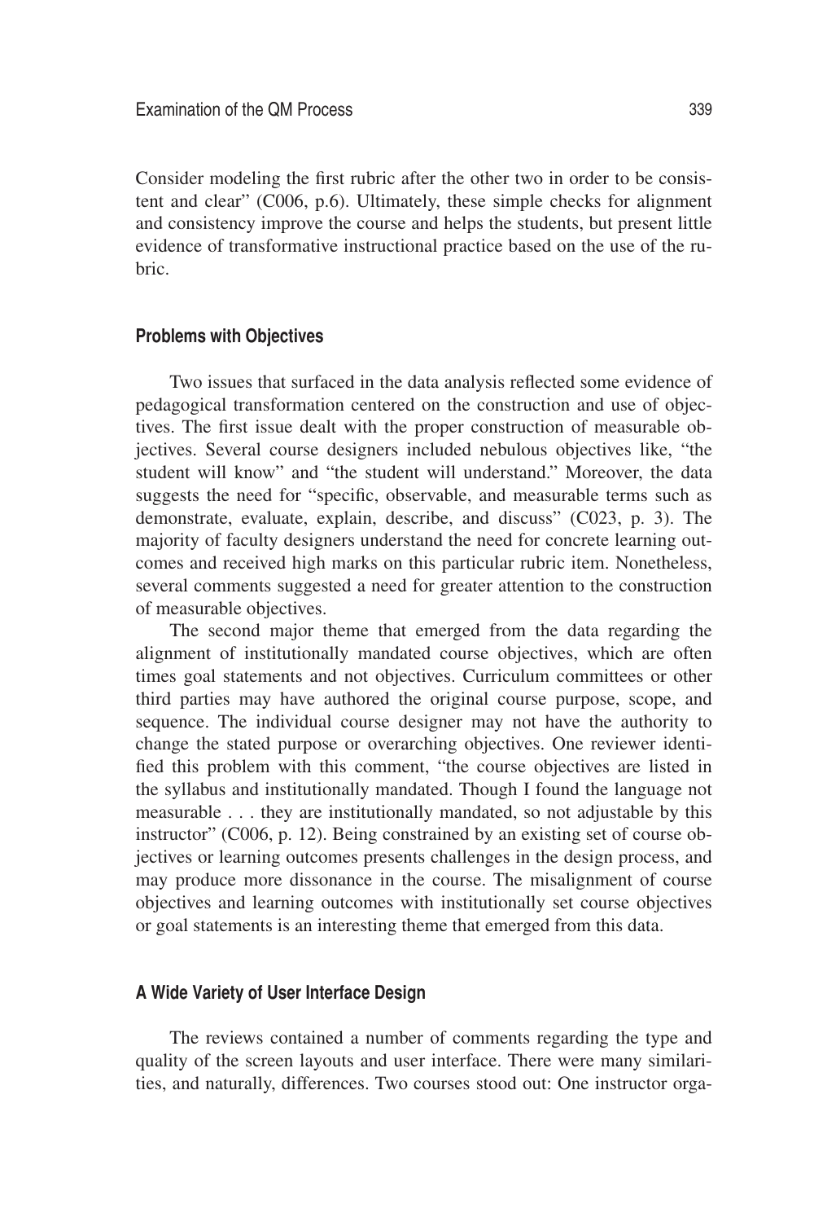Consider modeling the first rubric after the other two in order to be consistent and clear" (C006, p.6). Ultimately, these simple checks for alignment and consistency improve the course and helps the students, but present little evidence of transformative instructional practice based on the use of the rubric.

### Problems with Objectives

Two issues that surfaced in the data analysis reflected some evidence of pedagogical transformation centered on the construction and use of objectives. The first issue dealt with the proper construction of measurable objectives. Several course designers included nebulous objectives like, "the student will know" and "the student will understand." Moreover, the data suggests the need for "specific, observable, and measurable terms such as demonstrate, evaluate, explain, describe, and discuss" (C023, p. 3). The majority of faculty designers understand the need for concrete learning outcomes and received high marks on this particular rubric item. Nonetheless, several comments suggested a need for greater attention to the construction of measurable objectives.

The second major theme that emerged from the data regarding the alignment of institutionally mandated course objectives, which are often times goal statements and not objectives. Curriculum committees or other third parties may have authored the original course purpose, scope, and sequence. The individual course designer may not have the authority to change the stated purpose or overarching objectives. One reviewer identified this problem with this comment, "the course objectives are listed in the syllabus and institutionally mandated. Though I found the language not measurable . . . they are institutionally mandated, so not adjustable by this instructor" (C006, p. 12). Being constrained by an existing set of course objectives or learning outcomes presents challenges in the design process, and may produce more dissonance in the course. The misalignment of course objectives and learning outcomes with institutionally set course objectives or goal statements is an interesting theme that emerged from this data.

### A Wide Variety of User Interface Design

The reviews contained a number of comments regarding the type and quality of the screen layouts and user interface. There were many similarities, and naturally, differences. Two courses stood out: One instructor orga-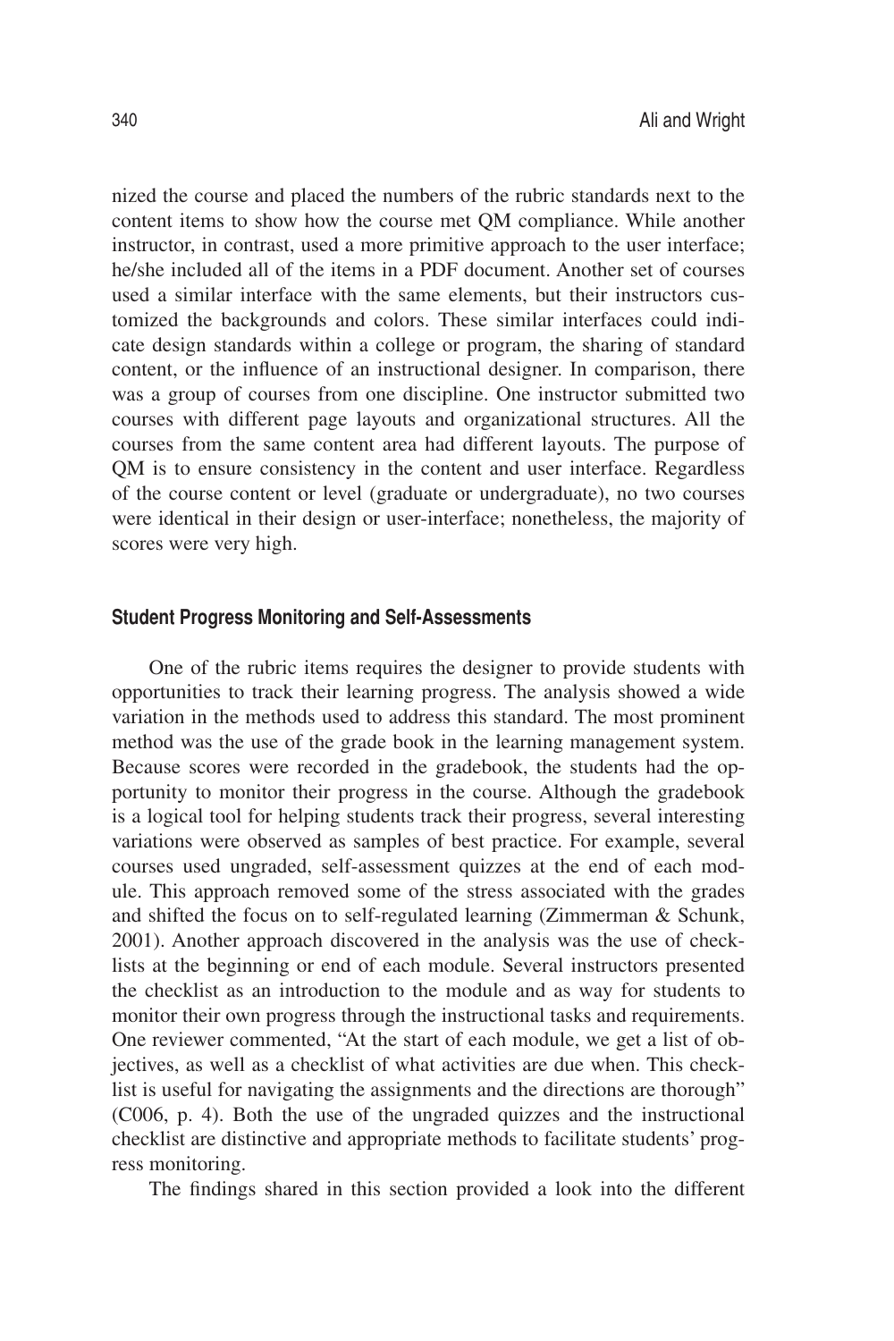nized the course and placed the numbers of the rubric standards next to the content items to show how the course met QM compliance. While another instructor, in contrast, used a more primitive approach to the user interface; he/she included all of the items in a PDF document. Another set of courses used a similar interface with the same elements, but their instructors customized the backgrounds and colors. These similar interfaces could indicate design standards within a college or program, the sharing of standard content, or the influence of an instructional designer. In comparison, there was a group of courses from one discipline. One instructor submitted two courses with different page layouts and organizational structures. All the courses from the same content area had different layouts. The purpose of QM is to ensure consistency in the content and user interface. Regardless of the course content or level (graduate or undergraduate), no two courses were identical in their design or user-interface; nonetheless, the majority of scores were very high.

#### Student Progress Monitoring and Self-Assessments

One of the rubric items requires the designer to provide students with opportunities to track their learning progress. The analysis showed a wide variation in the methods used to address this standard. The most prominent method was the use of the grade book in the learning management system. Because scores were recorded in the gradebook, the students had the opportunity to monitor their progress in the course. Although the gradebook is a logical tool for helping students track their progress, several interesting variations were observed as samples of best practice. For example, several courses used ungraded, self-assessment quizzes at the end of each module. This approach removed some of the stress associated with the grades and shifted the focus on to self-regulated learning (Zimmerman & Schunk, 2001). Another approach discovered in the analysis was the use of checklists at the beginning or end of each module. Several instructors presented the checklist as an introduction to the module and as way for students to monitor their own progress through the instructional tasks and requirements. One reviewer commented, "At the start of each module, we get a list of objectives, as well as a checklist of what activities are due when. This checklist is useful for navigating the assignments and the directions are thorough" (C006, p. 4). Both the use of the ungraded quizzes and the instructional checklist are distinctive and appropriate methods to facilitate students' progress monitoring.

The findings shared in this section provided a look into the different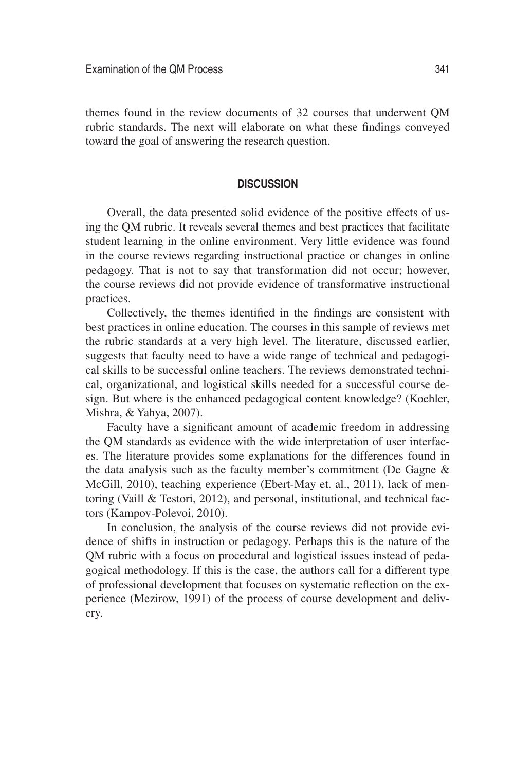themes found in the review documents of 32 courses that underwent QM rubric standards. The next will elaborate on what these findings conveyed toward the goal of answering the research question.

## DISCUSSION

Overall, the data presented solid evidence of the positive effects of using the QM rubric. It reveals several themes and best practices that facilitate student learning in the online environment. Very little evidence was found in the course reviews regarding instructional practice or changes in online pedagogy. That is not to say that transformation did not occur; however, the course reviews did not provide evidence of transformative instructional practices.

Collectively, the themes identified in the findings are consistent with best practices in online education. The courses in this sample of reviews met the rubric standards at a very high level. The literature, discussed earlier, suggests that faculty need to have a wide range of technical and pedagogical skills to be successful online teachers. The reviews demonstrated technical, organizational, and logistical skills needed for a successful course design. But where is the enhanced pedagogical content knowledge? (Koehler, Mishra, & Yahya, 2007).

Faculty have a significant amount of academic freedom in addressing the QM standards as evidence with the wide interpretation of user interfaces. The literature provides some explanations for the differences found in the data analysis such as the faculty member's commitment (De Gagne & McGill, 2010), teaching experience (Ebert-May et. al., 2011), lack of mentoring (Vaill & Testori, 2012), and personal, institutional, and technical factors (Kampov-Polevoi, 2010).

In conclusion, the analysis of the course reviews did not provide evidence of shifts in instruction or pedagogy. Perhaps this is the nature of the QM rubric with a focus on procedural and logistical issues instead of pedagogical methodology. If this is the case, the authors call for a different type of professional development that focuses on systematic reflection on the experience (Mezirow, 1991) of the process of course development and delivery.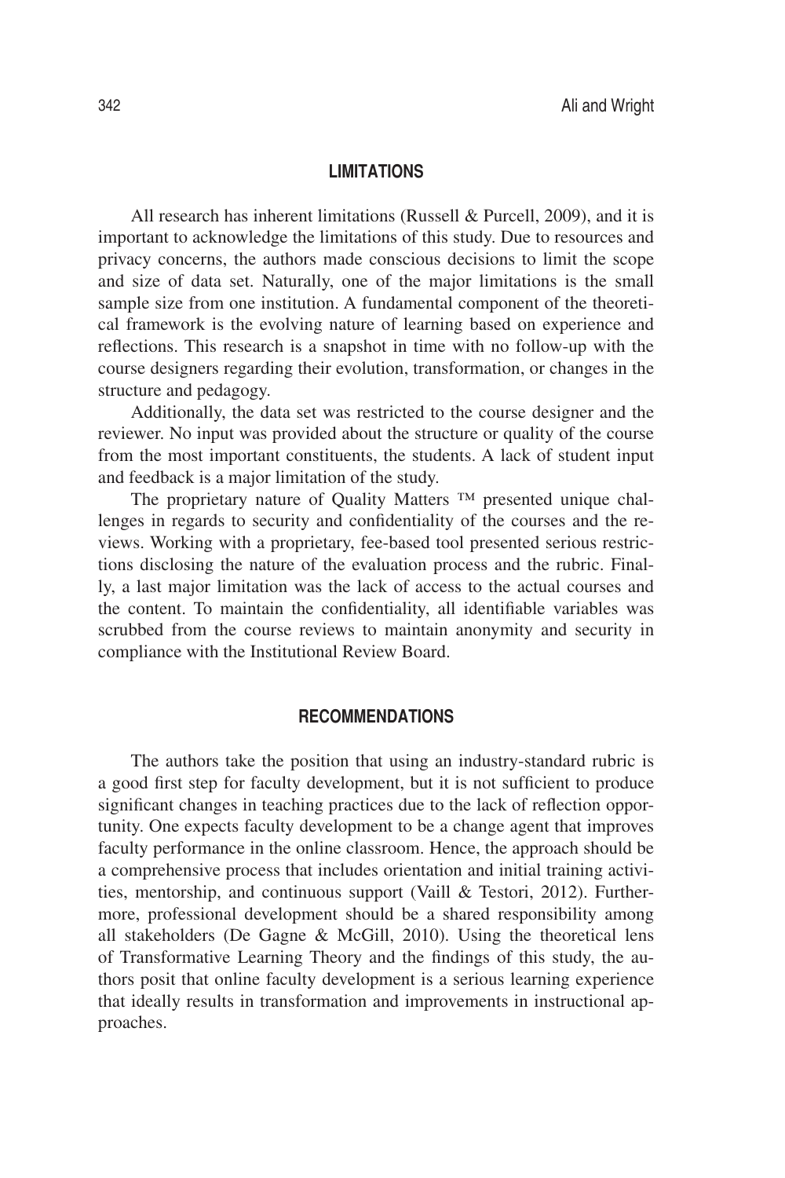## LIMITATIONS

All research has inherent limitations (Russell & Purcell, 2009), and it is important to acknowledge the limitations of this study. Due to resources and privacy concerns, the authors made conscious decisions to limit the scope and size of data set. Naturally, one of the major limitations is the small sample size from one institution. A fundamental component of the theoretical framework is the evolving nature of learning based on experience and reflections. This research is a snapshot in time with no follow-up with the course designers regarding their evolution, transformation, or changes in the structure and pedagogy.

Additionally, the data set was restricted to the course designer and the reviewer. No input was provided about the structure or quality of the course from the most important constituents, the students. A lack of student input and feedback is a major limitation of the study.

The proprietary nature of Quality Matters ™ presented unique challenges in regards to security and confidentiality of the courses and the reviews. Working with a proprietary, fee-based tool presented serious restrictions disclosing the nature of the evaluation process and the rubric. Finally, a last major limitation was the lack of access to the actual courses and the content. To maintain the confidentiality, all identifiable variables was scrubbed from the course reviews to maintain anonymity and security in compliance with the Institutional Review Board.

## RECOMMENDATIONS

The authors take the position that using an industry-standard rubric is a good first step for faculty development, but it is not sufficient to produce significant changes in teaching practices due to the lack of reflection opportunity. One expects faculty development to be a change agent that improves faculty performance in the online classroom. Hence, the approach should be a comprehensive process that includes orientation and initial training activities, mentorship, and continuous support (Vaill & Testori, 2012). Furthermore, professional development should be a shared responsibility among all stakeholders (De Gagne & McGill, 2010). Using the theoretical lens of Transformative Learning Theory and the findings of this study, the authors posit that online faculty development is a serious learning experience that ideally results in transformation and improvements in instructional approaches.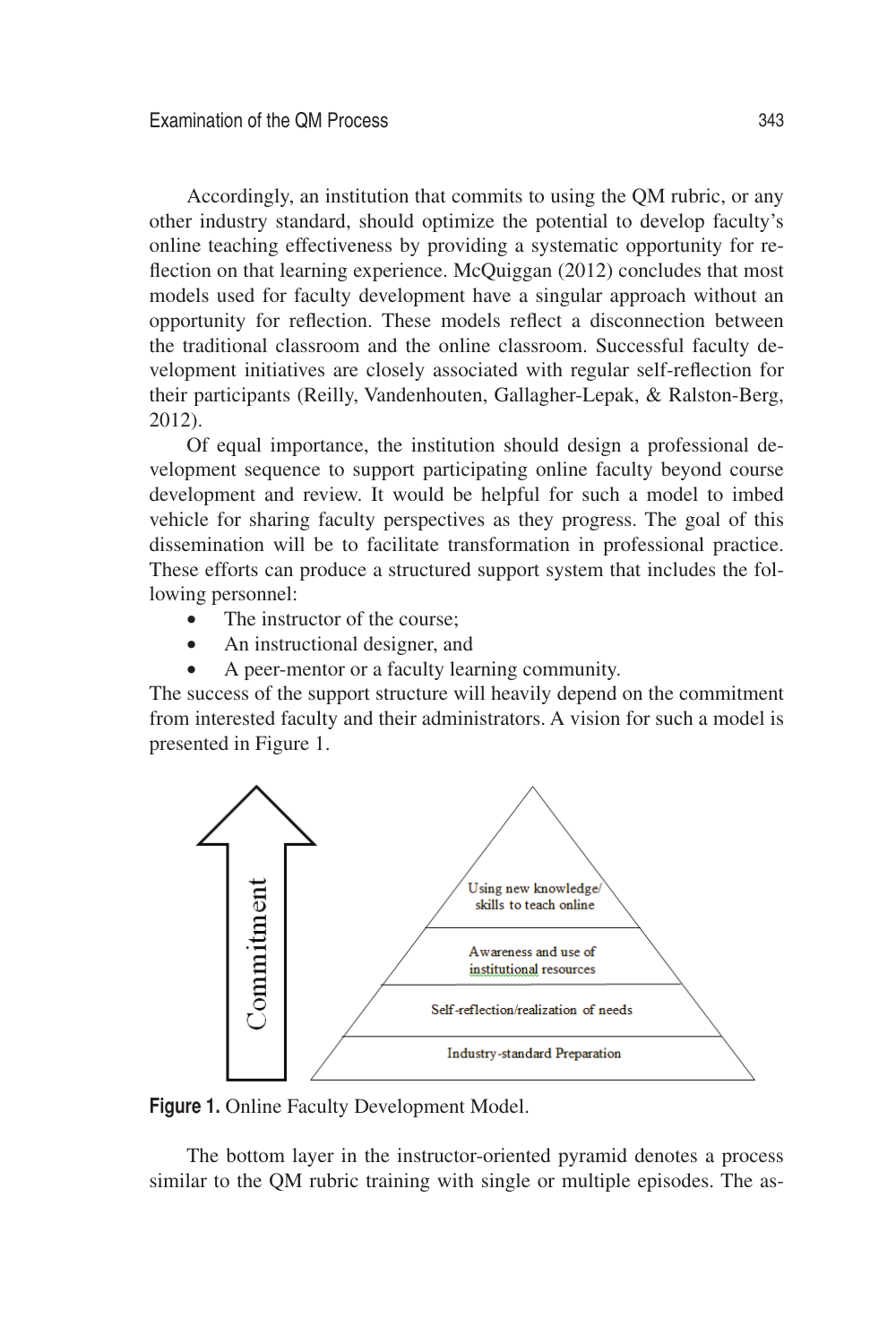Accordingly, an institution that commits to using the QM rubric, or any other industry standard, should optimize the potential to develop faculty's online teaching effectiveness by providing a systematic opportunity for reflection on that learning experience. McQuiggan (2012) concludes that most models used for faculty development have a singular approach without an opportunity for reflection. These models reflect a disconnection between the traditional classroom and the online classroom. Successful faculty development initiatives are closely associated with regular self-reflection for their participants (Reilly, Vandenhouten, Gallagher-Lepak, & Ralston-Berg, 2012).

Of equal importance, the institution should design a professional development sequence to support participating online faculty beyond course development and review. It would be helpful for such a model to imbed vehicle for sharing faculty perspectives as they progress. The goal of this dissemination will be to facilitate transformation in professional practice. These efforts can produce a structured support system that includes the following personnel:

- The instructor of the course;
- An instructional designer, and
- A peer-mentor or a faculty learning community.

The success of the support structure will heavily depend on the commitment from interested faculty and their administrators. A vision for such a model is presented in Figure 1.

Commitment

Using new knowledge/ skills to teach online

Awareness and use of institutional resources

Self-reflection/realization of needs

Industry-standard Preparation

**Figure 1.** Online Faculty Development Model.

The bottom layer in the instructor-oriented pyramid denotes a process similar to the QM rubric training with single or multiple episodes. The as-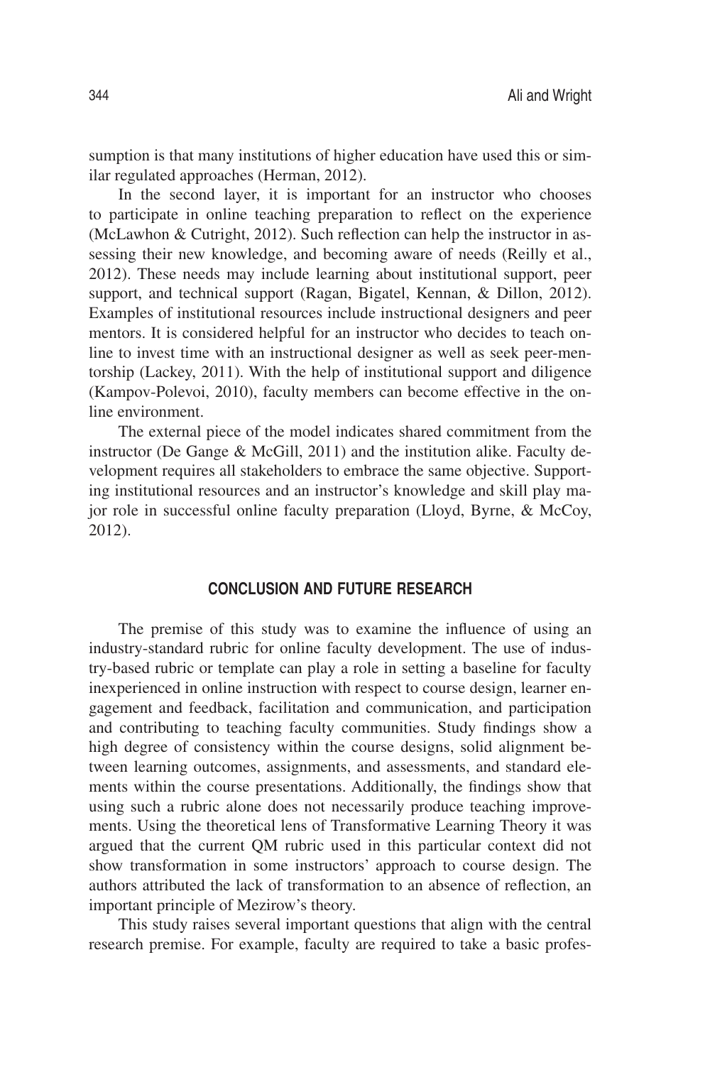sumption is that many institutions of higher education have used this or similar regulated approaches (Herman, 2012).

In the second layer, it is important for an instructor who chooses to participate in online teaching preparation to reflect on the experience (McLawhon & Cutright, 2012). Such reflection can help the instructor in assessing their new knowledge, and becoming aware of needs (Reilly et al., 2012). These needs may include learning about institutional support, peer support, and technical support (Ragan, Bigatel, Kennan, & Dillon, 2012). Examples of institutional resources include instructional designers and peer mentors. It is considered helpful for an instructor who decides to teach online to invest time with an instructional designer as well as seek peer-mentorship (Lackey, 2011). With the help of institutional support and diligence (Kampov-Polevoi, 2010), faculty members can become effective in the online environment.

The external piece of the model indicates shared commitment from the instructor (De Gange & McGill, 2011) and the institution alike. Faculty development requires all stakeholders to embrace the same objective. Supporting institutional resources and an instructor's knowledge and skill play major role in successful online faculty preparation (Lloyd, Byrne, & McCoy, 2012).

## CONCLUSION AND FUTURE RESEARCH

The premise of this study was to examine the influence of using an industry-standard rubric for online faculty development. The use of industry-based rubric or template can play a role in setting a baseline for faculty inexperienced in online instruction with respect to course design, learner engagement and feedback, facilitation and communication, and participation and contributing to teaching faculty communities. Study findings show a high degree of consistency within the course designs, solid alignment between learning outcomes, assignments, and assessments, and standard elements within the course presentations. Additionally, the findings show that using such a rubric alone does not necessarily produce teaching improvements. Using the theoretical lens of Transformative Learning Theory it was argued that the current QM rubric used in this particular context did not show transformation in some instructors' approach to course design. The authors attributed the lack of transformation to an absence of reflection, an important principle of Mezirow's theory.

This study raises several important questions that align with the central research premise. For example, faculty are required to take a basic profes-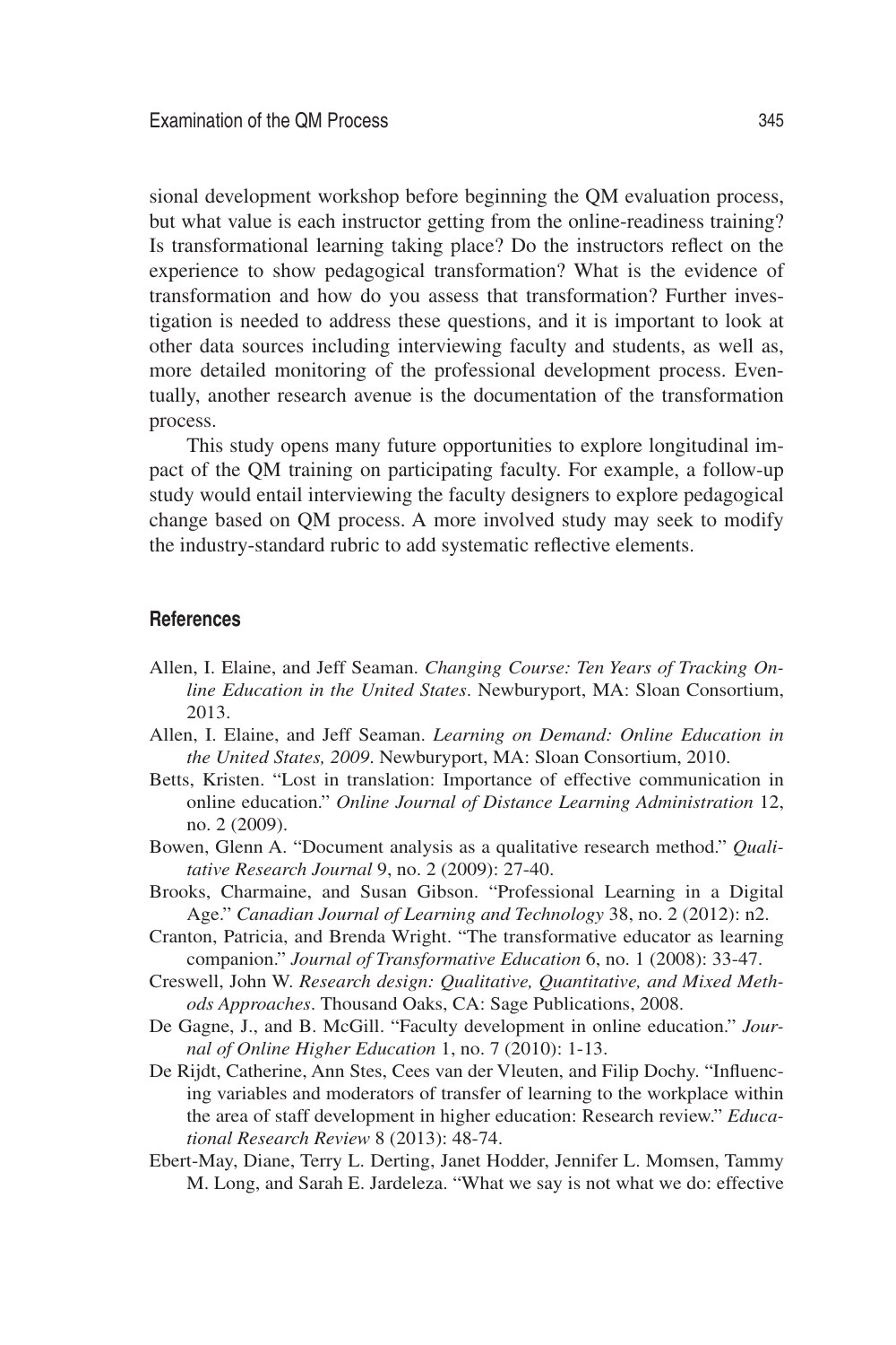sional development workshop before beginning the QM evaluation process, but what value is each instructor getting from the online-readiness training? Is transformational learning taking place? Do the instructors reflect on the experience to show pedagogical transformation? What is the evidence of transformation and how do you assess that transformation? Further investigation is needed to address these questions, and it is important to look at other data sources including interviewing faculty and students, as well as, more detailed monitoring of the professional development process. Eventually, another research avenue is the documentation of the transformation process.

This study opens many future opportunities to explore longitudinal impact of the QM training on participating faculty. For example, a follow-up study would entail interviewing the faculty designers to explore pedagogical change based on QM process. A more involved study may seek to modify the industry-standard rubric to add systematic reflective elements.

## References

Allen, I. Elaine, and Jeff Seaman. *Changing Course: Ten Years of Tracking Online Education in the United States*. Newburyport, MA: Sloan Consortium, 2013.

Allen, I. Elaine, and Jeff Seaman. *Learning on Demand: Online Education in the United States, 2009*. Newburyport, MA: Sloan Consortium, 2010.

Betts, Kristen. "Lost in translation: Importance of effective communication in online education." *Online Journal of Distance Learning Administration* 12, no. 2 (2009).

Bowen, Glenn A. "Document analysis as a qualitative research method." *Qualitative Research Journal* 9, no. 2 (2009): 27-40.

Brooks, Charmaine, and Susan Gibson. "Professional Learning in a Digital Age." *Canadian Journal of Learning and Technology* 38, no. 2 (2012): n2.

Cranton, Patricia, and Brenda Wright. "The transformative educator as learning companion." *Journal of Transformative Education* 6, no. 1 (2008): 33-47.

Creswell, John W. *Research design: Qualitative, Quantitative, and Mixed Methods Approaches*. Thousand Oaks, CA: Sage Publications, 2008.

De Gagne, J., and B. McGill. "Faculty development in online education." *Journal of Online Higher Education* 1, no. 7 (2010): 1-13.

De Rijdt, Catherine, Ann Stes, Cees van der Vleuten, and Filip Dochy. "Influencing variables and moderators of transfer of learning to the workplace within the area of staff development in higher education: Research review." *Educational Research Review* 8 (2013): 48-74.

Ebert-May, Diane, Terry L. Derting, Janet Hodder, Jennifer L. Momsen, Tammy M. Long, and Sarah E. Jardeleza. "What we say is not what we do: effective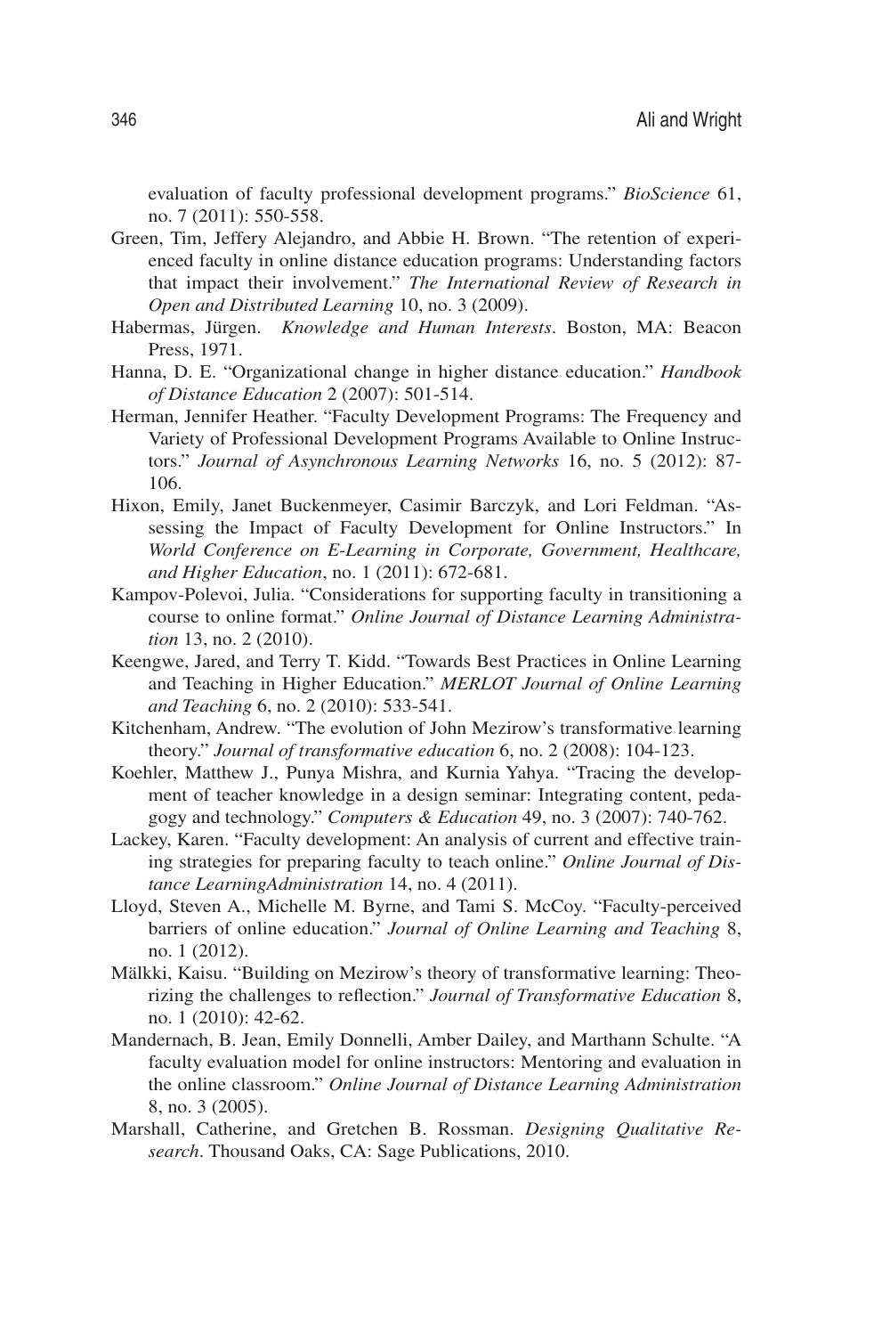evaluation of faculty professional development programs." *BioScience* 61, no. 7 (2011): 550-558.

Green, Tim, Jeffery Alejandro, and Abbie H. Brown. "The retention of experienced faculty in online distance education programs: Understanding factors that impact their involvement." *The International Review of Research in Open and Distributed Learning* 10, no. 3 (2009).

Habermas, Jürgen. *Knowledge and Human Interests*. Boston, MA: Beacon Press, 1971.

Hanna, D. E. "Organizational change in higher distance education." *Handbook of Distance Education* 2 (2007): 501-514.

Herman, Jennifer Heather. "Faculty Development Programs: The Frequency and Variety of Professional Development Programs Available to Online Instructors." *Journal of Asynchronous Learning Networks* 16, no. 5 (2012): 87-106.

Hixon, Emily, Janet Buckenmeyer, Casimir Barczyk, and Lori Feldman. "Assessing the Impact of Faculty Development for Online Instructors." In *World Conference on E-Learning in Corporate, Government, Healthcare, and Higher Education*, no. 1 (2011): 672-681.

Kampov-Polevoi, Julia. "Considerations for supporting faculty in transitioning a course to online format." *Online Journal of Distance Learning Administration* 13, no. 2 (2010).

Keengwe, Jared, and Terry T. Kidd. "Towards Best Practices in Online Learning and Teaching in Higher Education." *MERLOT Journal of Online Learning and Teaching* 6, no. 2 (2010): 533-541.

Kitchenham, Andrew. "The evolution of John Mezirow's transformative learning theory." *Journal of transformative education* 6, no. 2 (2008): 104-123.

Koehler, Matthew J., Punya Mishra, and Kurnia Yahya. "Tracing the development of teacher knowledge in a design seminar: Integrating content, pedagogy and technology." *Computers & Education* 49, no. 3 (2007): 740-762.

Lackey, Karen. "Faculty development: An analysis of current and effective training strategies for preparing faculty to teach online." *Online Journal of Distance LearningAdministration* 14, no. 4 (2011).

Lloyd, Steven A., Michelle M. Byrne, and Tami S. McCoy. "Faculty-perceived barriers of online education." *Journal of Online Learning and Teaching* 8, no. 1 (2012).

Mälkki, Kaisu. "Building on Mezirow's theory of transformative learning: Theorizing the challenges to reflection." *Journal of Transformative Education* 8, no. 1 (2010): 42-62.

Mandernach, B. Jean, Emily Donnelli, Amber Dailey, and Marthann Schulte. "A faculty evaluation model for online instructors: Mentoring and evaluation in the online classroom." *Online Journal of Distance Learning Administration* 8, no. 3 (2005).

Marshall, Catherine, and Gretchen B. Rossman. *Designing Qualitative Research*. Thousand Oaks, CA: Sage Publications, 2010.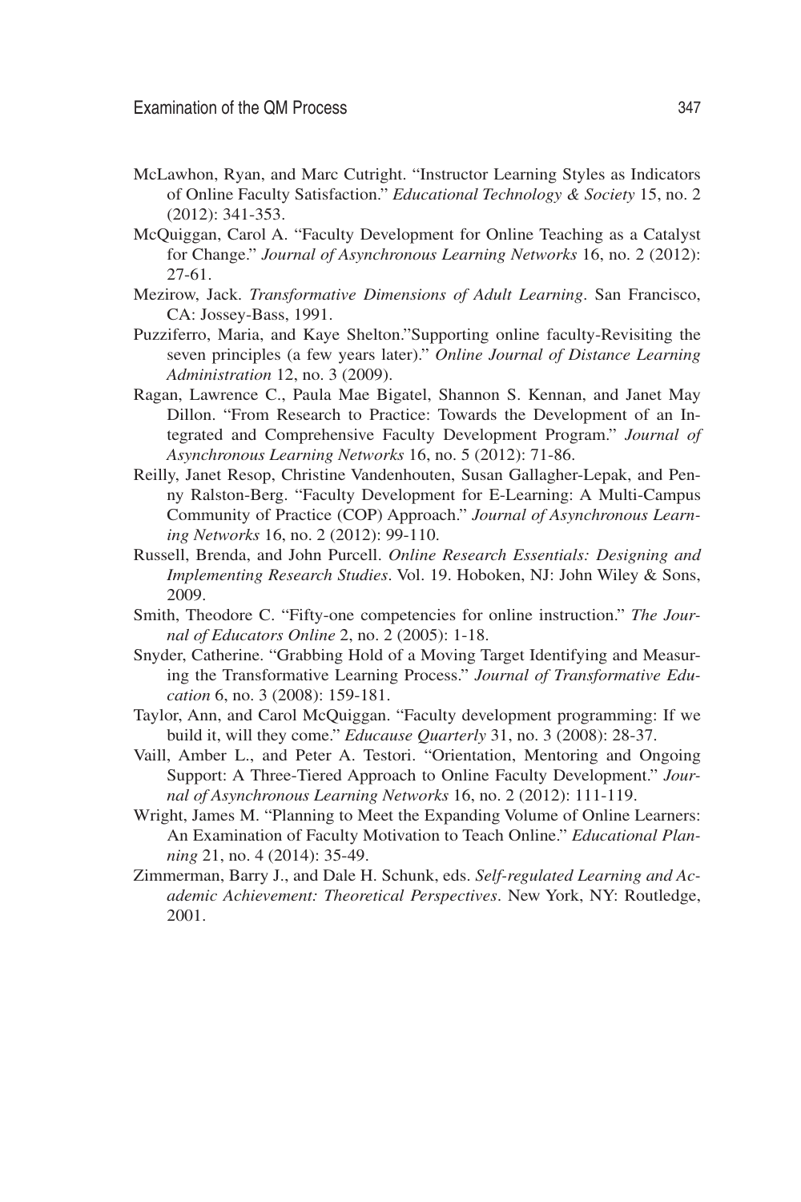McLawhon, Ryan, and Marc Cutright. "Instructor Learning Styles as Indicators of Online Faculty Satisfaction." *Educational Technology & Society* 15, no. 2 (2012): 341-353.

McQuiggan, Carol A. "Faculty Development for Online Teaching as a Catalyst for Change." *Journal of Asynchronous Learning Networks* 16, no. 2 (2012): 27-61.

Mezirow, Jack. *Transformative Dimensions of Adult Learning*. San Francisco, CA: Jossey-Bass, 1991.

Puzziferro, Maria, and Kaye Shelton."Supporting online faculty-Revisiting the seven principles (a few years later)." *Online Journal of Distance Learning Administration* 12, no. 3 (2009).

Ragan, Lawrence C., Paula Mae Bigatel, Shannon S. Kennan, and Janet May Dillon. "From Research to Practice: Towards the Development of an Integrated and Comprehensive Faculty Development Program." *Journal of Asynchronous Learning Networks* 16, no. 5 (2012): 71-86.

Reilly, Janet Resop, Christine Vandenhouten, Susan Gallagher-Lepak, and Penny Ralston-Berg. "Faculty Development for E-Learning: A Multi-Campus Community of Practice (COP) Approach." *Journal of Asynchronous Learning Networks* 16, no. 2 (2012): 99-110.

Russell, Brenda, and John Purcell. *Online Research Essentials: Designing and Implementing Research Studies*. Vol. 19. Hoboken, NJ: John Wiley & Sons, 2009.

Smith, Theodore C. "Fifty-one competencies for online instruction." *The Journal of Educators Online* 2, no. 2 (2005): 1-18.

Snyder, Catherine. "Grabbing Hold of a Moving Target Identifying and Measuring the Transformative Learning Process." *Journal of Transformative Education* 6, no. 3 (2008): 159-181.

Taylor, Ann, and Carol McQuiggan. "Faculty development programming: If we build it, will they come." *Educause Quarterly* 31, no. 3 (2008): 28-37.

Vaill, Amber L., and Peter A. Testori. "Orientation, Mentoring and Ongoing Support: A Three-Tiered Approach to Online Faculty Development." *Journal of Asynchronous Learning Networks* 16, no. 2 (2012): 111-119.

Wright, James M. "Planning to Meet the Expanding Volume of Online Learners: An Examination of Faculty Motivation to Teach Online." *Educational Planning* 21, no. 4 (2014): 35-49.

Zimmerman, Barry J., and Dale H. Schunk, eds. *Self-regulated Learning and Academic Achievement: Theoretical Perspectives*. New York, NY: Routledge, 2001.